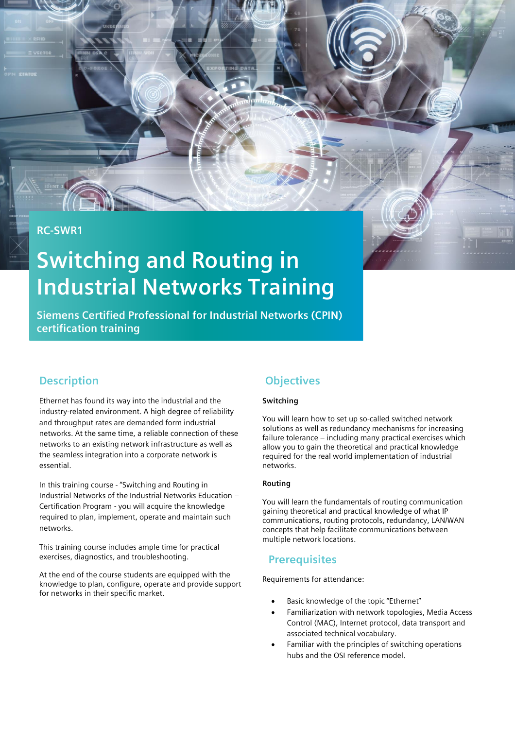RC-SWR1

# Switching and Routing in Industrial Networks Training

**Siemens Certified Professional for Industrial Networks (CPIN) certification training**

## Description

Ethernet has found its way into the industrial and the industry-related environment. A high degree of reliability and throughput rates are demanded form industrial networks. At the same time, a reliable connection of these networks to an existing network infrastructure as well as the seamless integration into a corporate network is essential.

In this training course - "Switching and Routing in Industrial Networks of the Industrial Networks Education – Certification Program - you will acquire the knowledge required to plan, implement, operate and maintain such networks.

This training course includes ample time for practical exercises, diagnostics, and troubleshooting.

At the end of the course students are equipped with the knowledge to plan, configure, operate and provide support for networks in their specific market.

## Objectives

### Switching

You will learn how to set up so-called switched network solutions as well as redundancy mechanisms for increasing failure tolerance – including many practical exercises which allow you to gain the theoretical and practical knowledge required for the real world implementation of industrial networks.

### Routing

You will learn the fundamentals of routing communication gaining theoretical and practical knowledge of what IP communications, routing protocols, redundancy, LAN/WAN concepts that help facilitate communications between multiple network locations.

## Prerequisites

Requirements for attendance:

- Basic knowledge of the topic "Ethernet"
- Familiarization with network topologies, Media Access Control (MAC), Internet protocol, data transport and associated technical vocabulary.
- Familiar with the principles of switching operations hubs and the OSI reference model.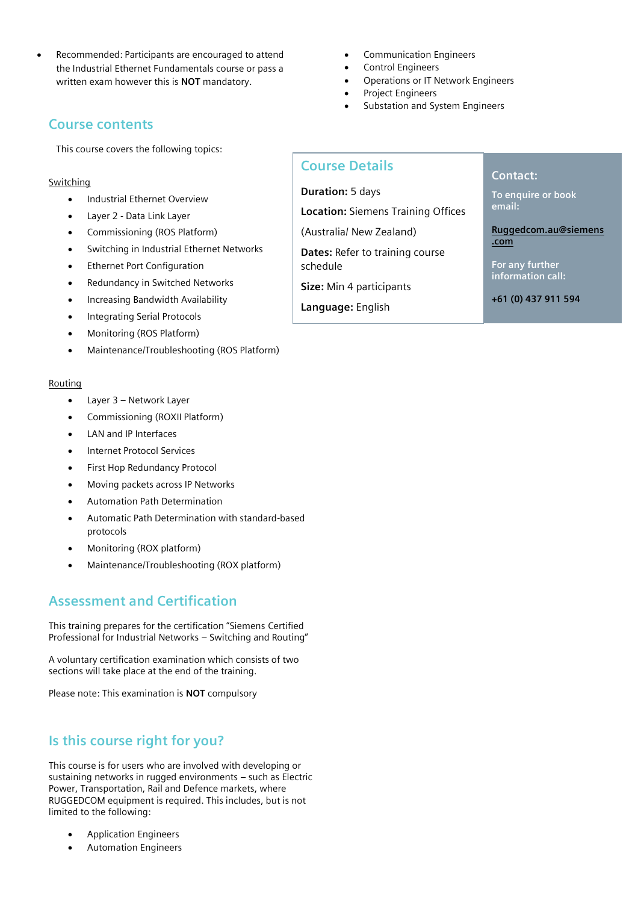- Recommended: Participants are encouraged to attend the Industrial Ethernet Fundamentals course or pass a written exam however this is **NOT** mandatory.

## Course contents

This course covers the following topics:

Switching

- Industrial Ethernet Overview
- Layer 2 - Data Link Layer
- Commissioning (ROS Platform)
- Switching in Industrial Ethernet Networks
- Ethernet Port Configuration
- Redundancy in Switched Networks
- Increasing Bandwidth Availability
- Integrating Serial Protocols
- Monitoring (ROS Platform)
- Maintenance/Troubleshooting (ROS Platform)

Routing

- Layer 3 – Network Layer
- Commissioning (ROXII Platform)
- LAN and IP Interfaces
- Internet Protocol Services
- First Hop Redundancy Protocol
- Moving packets across IP Networks
- Automation Path Determination
- Automatic Path Determination with standard-based protocols
- Monitoring (ROX platform)
- Maintenance/Troubleshooting (ROX platform)

## Assessment and Certification

This training prepares for the certification "Siemens Certified Professional for Industrial Networks – Switching and Routing"

A voluntary certification examination which consists of two sections will take place at the end of the training.

Please note: This examination is **NOT** compulsory

## Is this course right for you?

This course is for users who are involved with developing or sustaining networks in rugged environments – such as Electric Power, Transportation, Rail and Defence markets, where RUGGEDCOM equipment is required. This includes, but is not limited to the following:

- Application Engineers
- Automation Engineers
- Communication Engineers
- Control Engineers
- Operations or IT Network Engineers
- Project Engineers
- Substation and System Engineers

## Course Details

**Duration:** 5 days

**Location:** Siemens Training Offices

(Australia/ New Zealand)

**Dates:** Refer to training course schedule

**Size:** Min 4 participants

**Language:** English

## Contact:

**To enquire or book email:**

**Ruggedcom.au@siemens.com**

**For any further information call:**

**+61 (0) 437 911 594**